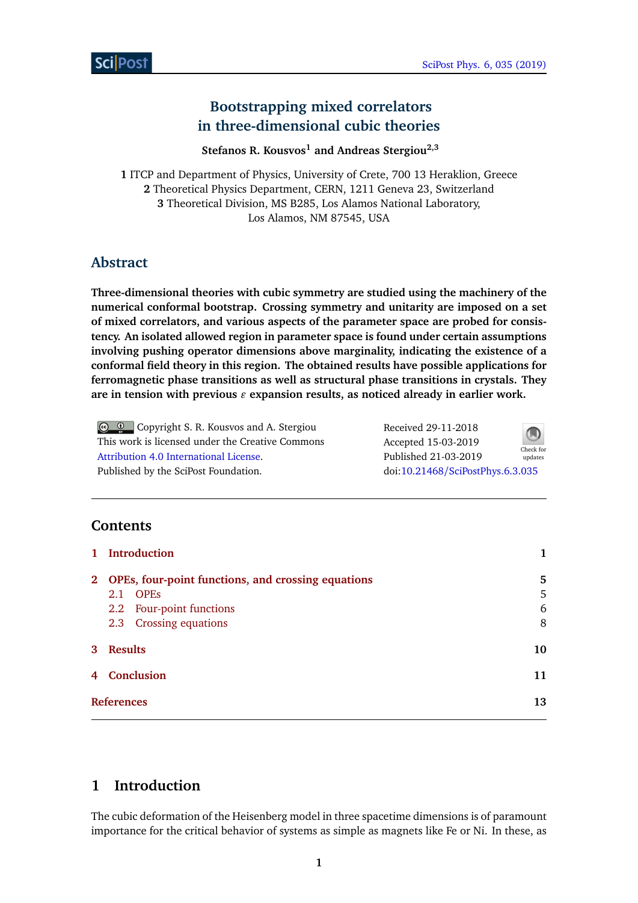# Bootstrapping mixed correlators in three-dimensional cubic theories

**Stefanos R. Kousvos[1] and Andreas Stergiou[2,3]**

**1** ITCP and Department of Physics, University of Crete, 700 13 Heraklion, Greece
**2** Theoretical Physics Department, CERN, 1211 Geneva 23, Switzerland
**3** Theoretical Division, MS B285, Los Alamos National Laboratory, Los Alamos, NM 87545, USA

## Abstract

**Three-dimensional theories with cubic symmetry are studied using the machinery of the numerical conformal bootstrap. Crossing symmetry and unitarity are imposed on a set of mixed correlators, and various aspects of the parameter space are probed for consistency. An isolated allowed region in parameter space is found under certain assumptions involving pushing operator dimensions above marginality, indicating the existence of a conformal field theory in this region. The obtained results have possible applications for ferromagnetic phase transitions as well as structural phase transitions in crystals. They are in tension with previous $\varepsilon$ expansion results, as noticed already in earlier work.**

Copyright S. R. Kousvos and A. Stergiou
This work is licensed under the Creative Commons Attribution 4.0 International License.
Published by the SciPost Foundation.

Received 29-11-2018
Accepted 15-03-2019
Published 21-03-2019
doi:10.21468/SciPostPhys.6.3.035

## Contents

1 Introduction 1

2 OPEs, four-point functions, and crossing equations 5
- 2.1 OPEs 5
- 2.2 Four-point functions 6
- 2.3 Crossing equations 8

3 Results 10

4 Conclusion 11

References 13

## 1 Introduction

The cubic deformation of the Heisenberg model in three spacetime dimensions is of paramount importance for the critical behavior of systems as simple as magnets like Fe or Ni. In these, as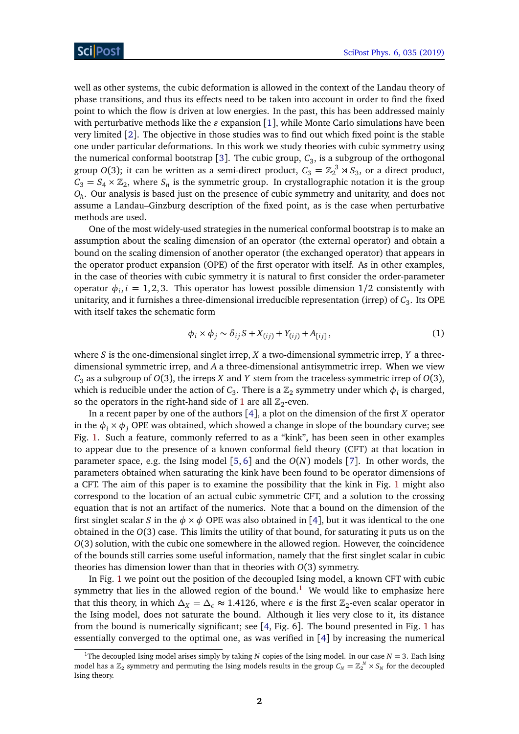well as other systems, the cubic deformation is allowed in the context of the Landau theory of phase transitions, and thus its effects need to be taken into account in order to find the fixed point to which the flow is driven at low energies. In the past, this has been addressed mainly with perturbative methods like the $\varepsilon$ expansion [1], while Monte Carlo simulations have been very limited [2]. The objective in those studies was to find out which fixed point is the stable one under particular deformations. In this work we study theories with cubic symmetry using the numerical conformal bootstrap [3]. The cubic group, $C_3$, is a subgroup of the orthogonal group $O(3)$; it can be written as a semi-direct product, $C_3 = \mathbb{Z}_2^{\,3} \rtimes S_3$, or a direct product, $C_3 = S_4 \times \mathbb{Z}_2$, where $S_n$ is the symmetric group. In crystallographic notation it is the group $O_h$. Our analysis is based just on the presence of cubic symmetry and unitarity, and does not assume a Landau–Ginzburg description of the fixed point, as is the case when perturbative methods are used.

One of the most widely-used strategies in the numerical conformal bootstrap is to make an assumption about the scaling dimension of an operator (the external operator) and obtain a bound on the scaling dimension of another operator (the exchanged operator) that appears in the operator product expansion (OPE) of the first operator with itself. As in other examples, in the case of theories with cubic symmetry it is natural to first consider the order-parameter operator $\phi_i, i = 1, 2, 3$. This operator has lowest possible dimension $1/2$ consistently with unitarity, and it furnishes a three-dimensional irreducible representation (irrep) of $C_3$. Its OPE with itself takes the schematic form

$$\phi_i \times \phi_j \sim \delta_{ij} S + X_{(ij)} + Y_{(ij)} + A_{[ij]}\,, \tag{1}$$

where $S$ is the one-dimensional singlet irrep, $X$ a two-dimensional symmetric irrep, $Y$ a three-dimensional symmetric irrep, and $A$ a three-dimensional antisymmetric irrep. When we view $C_3$ as a subgroup of $O(3)$, the irreps $X$ and $Y$ stem from the traceless-symmetric irrep of $O(3)$, which is reducible under the action of $C_3$. There is a $\mathbb{Z}_2$ symmetry under which $\phi_i$ is charged, so the operators in the right-hand side of 1 are all $\mathbb{Z}_2$-even.

In a recent paper by one of the authors [4], a plot on the dimension of the first $X$ operator in the $\phi_i \times \phi_j$ OPE was obtained, which showed a change in slope of the boundary curve; see Fig. 1. Such a feature, commonly referred to as a "kink", has been seen in other examples to appear due to the presence of a known conformal field theory (CFT) at that location in parameter space, e.g. the Ising model [5, 6] and the $O(N)$ models [7]. In other words, the parameters obtained when saturating the kink have been found to be operator dimensions of a CFT. The aim of this paper is to examine the possibility that the kink in Fig. 1 might also correspond to the location of an actual cubic symmetric CFT, and a solution to the crossing equation that is not an artifact of the numerics. Note that a bound on the dimension of the first singlet scalar $S$ in the $\phi \times \phi$ OPE was also obtained in [4], but it was identical to the one obtained in the $O(3)$ case. This limits the utility of that bound, for saturating it puts us on the $O(3)$ solution, with the cubic one somewhere in the allowed region. However, the coincidence of the bounds still carries some useful information, namely that the first singlet scalar in cubic theories has dimension lower than that in theories with $O(3)$ symmetry.

In Fig. 1 we point out the position of the decoupled Ising model, a known CFT with cubic symmetry that lies in the allowed region of the bound.[1] We would like to emphasize here that this theory, in which $\Delta_X = \Delta_\epsilon \approx 1.4126$, where $\epsilon$ is the first $\mathbb{Z}_2$-even scalar operator in the Ising model, does not saturate the bound. Although it lies very close to it, its distance from the bound is numerically significant; see [4, Fig. 6]. The bound presented in Fig. 1 has essentially converged to the optimal one, as was verified in [4] by increasing the numerical

[1] The decoupled Ising model arises simply by taking $N$ copies of the Ising model. In our case $N = 3$. Each Ising model has a $\mathbb{Z}_2$ symmetry and permuting the Ising models results in the group $C_N = \mathbb{Z}_2^{\,N} \rtimes S_N$ for the decoupled Ising theory.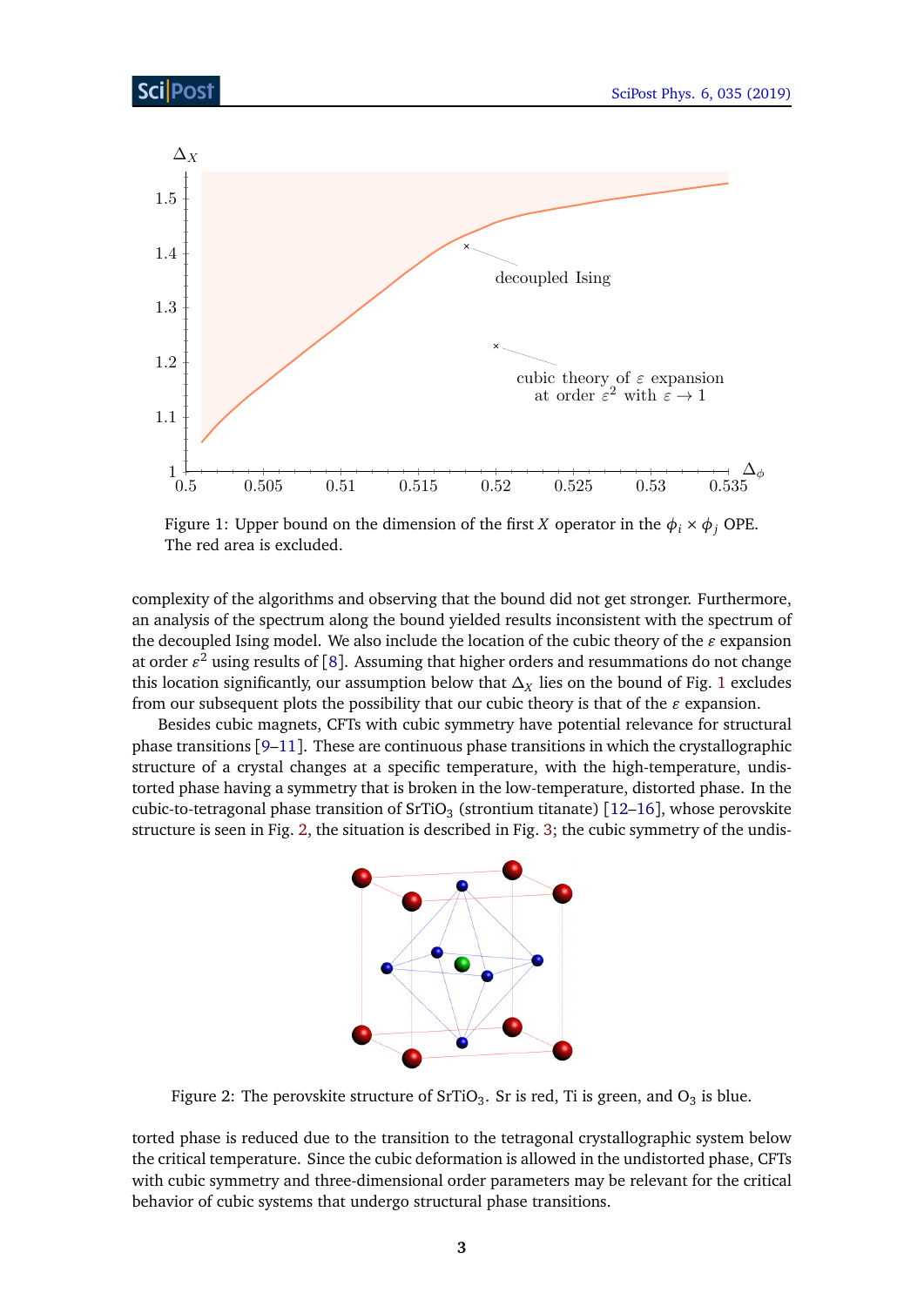Figure 1: Upper bound on the dimension of the first $X$ operator in the $\phi_i \times \phi_j$ OPE. The red area is excluded.

complexity of the algorithms and observing that the bound did not get stronger. Furthermore, an analysis of the spectrum along the bound yielded results inconsistent with the spectrum of the decoupled Ising model. We also include the location of the cubic theory of the $\varepsilon$ expansion at order $\varepsilon^2$ using results of [8]. Assuming that higher orders and resummations do not change this location significantly, our assumption below that $\Delta_X$ lies on the bound of Fig. 1 excludes from our subsequent plots the possibility that our cubic theory is that of the $\varepsilon$ expansion.

Besides cubic magnets, CFTs with cubic symmetry have potential relevance for structural phase transitions [9–11]. These are continuous phase transitions in which the crystallographic structure of a crystal changes at a specific temperature, with the high-temperature, undistorted phase having a symmetry that is broken in the low-temperature, distorted phase. In the cubic-to-tetragonal phase transition of $SrTiO_3$ (strontium titanate) [12–16], whose perovskite structure is seen in Fig. 2, the situation is described in Fig. 3; the cubic symmetry of the undistorted phase is reduced due to the transition to the tetragonal crystallographic system below the critical temperature. Since the cubic deformation is allowed in the undistorted phase, CFTs with cubic symmetry and three-dimensional order parameters may be relevant for the critical behavior of cubic systems that undergo structural phase transitions.

Figure 2: The perovskite structure of $SrTiO_3$. Sr is red, Ti is green, and $O_3$ is blue.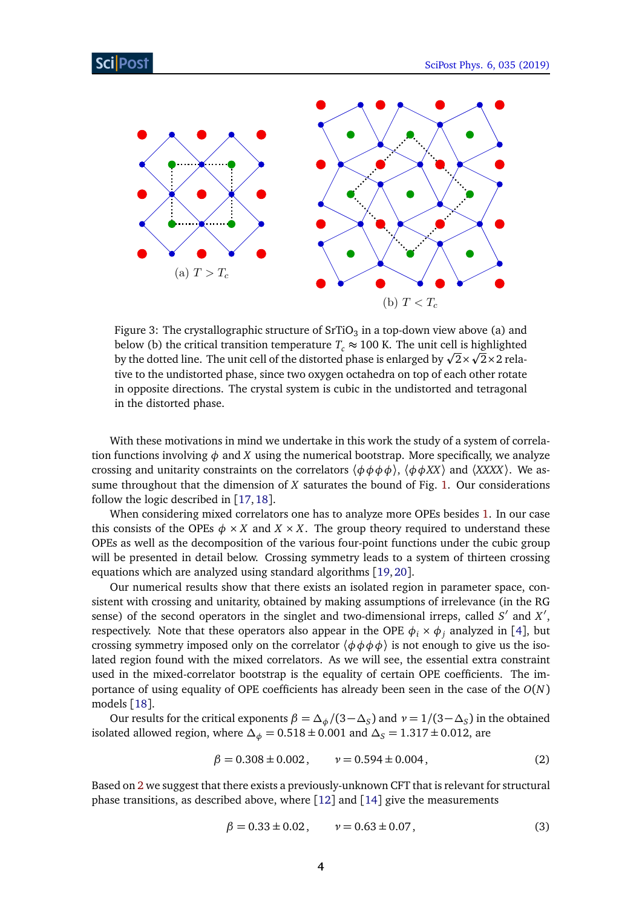(a) $T > T_c$

(b) $T < T_c$

Figure 3: The crystallographic structure of $SrTiO_3$ in a top-down view above (a) and below (b) the critical transition temperature $T_c \approx 100$ K. The unit cell is highlighted by the dotted line. The unit cell of the distorted phase is enlarged by $\sqrt{2}\times\sqrt{2}\times 2$ relative to the undistorted phase, since two oxygen octahedra on top of each other rotate in opposite directions. The crystal system is cubic in the undistorted and tetragonal in the distorted phase.

With these motivations in mind we undertake in this work the study of a system of correlation functions involving $\phi$ and $X$ using the numerical bootstrap. More specifically, we analyze crossing and unitarity constraints on the correlators $\langle\phi\phi\phi\phi\rangle$, $\langle\phi\phi XX\rangle$ and $\langle XXXX\rangle$. We assume throughout that the dimension of $X$ saturates the bound of Fig. 1. Our considerations follow the logic described in [17, 18].

When considering mixed correlators one has to analyze more OPEs besides 1. In our case this consists of the OPEs $\phi \times X$ and $X \times X$. The group theory required to understand these OPEs as well as the decomposition of the various four-point functions under the cubic group will be presented in detail below. Crossing symmetry leads to a system of thirteen crossing equations which are analyzed using standard algorithms [19, 20].

Our numerical results show that there exists an isolated region in parameter space, consistent with crossing and unitarity, obtained by making assumptions of irrelevance (in the RG sense) of the second operators in the singlet and two-dimensional irreps, called $S'$ and $X'$, respectively. Note that these operators also appear in the OPE $\phi_i \times \phi_j$ analyzed in [4], but crossing symmetry imposed only on the correlator $\langle\phi\phi\phi\phi\rangle$ is not enough to give us the isolated region found with the mixed correlators. As we will see, the essential extra constraint used in the mixed-correlator bootstrap is the equality of certain OPE coefficients. The importance of using equality of OPE coefficients has already been seen in the case of the $O(N)$ models [18].

Our results for the critical exponents $\beta = \Delta_\phi/(3-\Delta_S)$ and $\nu = 1/(3-\Delta_S)$ in the obtained isolated allowed region, where $\Delta_\phi = 0.518 \pm 0.001$ and $\Delta_S = 1.317 \pm 0.012$, are

$$\beta = 0.308 \pm 0.002\,, \qquad \nu = 0.594 \pm 0.004\,, \tag{2}$$

Based on 2 we suggest that there exists a previously-unknown CFT that is relevant for structural phase transitions, as described above, where [12] and [14] give the measurements

$$\beta = 0.33 \pm 0.02\,, \qquad \nu = 0.63 \pm 0.07\,, \tag{3}$$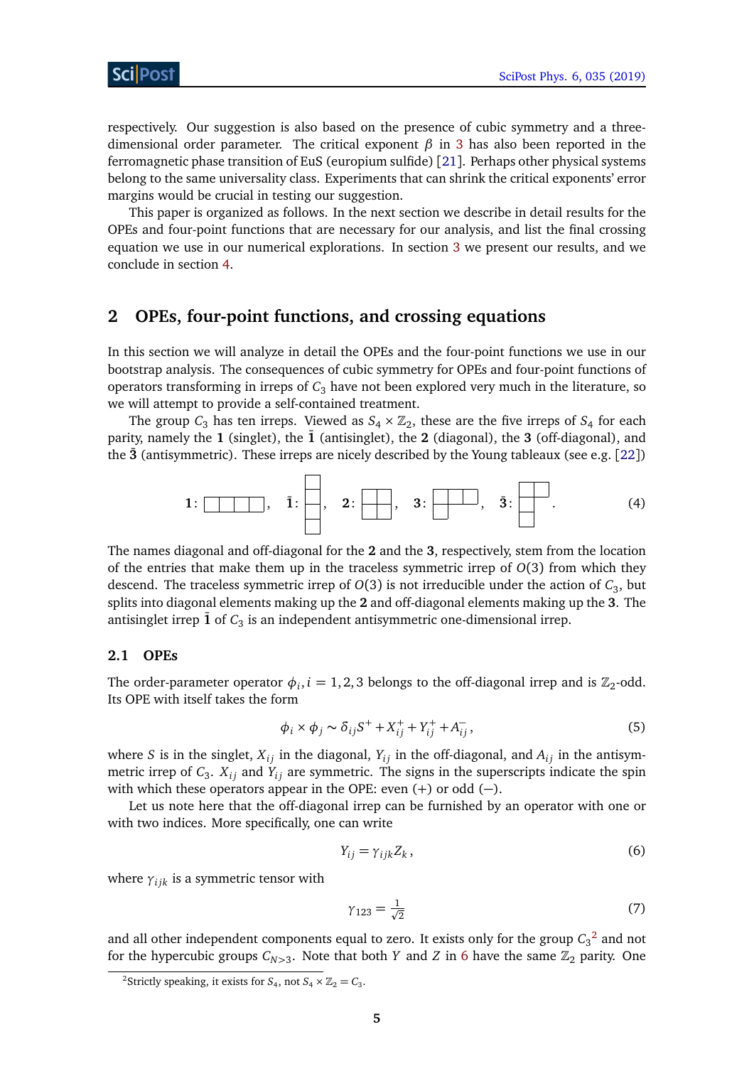respectively. Our suggestion is also based on the presence of cubic symmetry and a three-dimensional order parameter. The critical exponent $\beta$ in 3 has also been reported in the ferromagnetic phase transition of EuS (europium sulfide) [21]. Perhaps other physical systems belong to the same universality class. Experiments that can shrink the critical exponents' error margins would be crucial in testing our suggestion.

This paper is organized as follows. In the next section we describe in detail results for the OPEs and four-point functions that are necessary for our analysis, and list the final crossing equation we use in our numerical explorations. In section 3 we present our results, and we conclude in section 4.

## 2 OPEs, four-point functions, and crossing equations

In this section we will analyze in detail the OPEs and the four-point functions we use in our bootstrap analysis. The consequences of cubic symmetry for OPEs and four-point functions of operators transforming in irreps of $C_3$ have not been explored very much in the literature, so we will attempt to provide a self-contained treatment.

The group $C_3$ has ten irreps. Viewed as $S_4 \times \mathbb{Z}_2$, these are the five irreps of $S_4$ for each parity, namely the $\mathbf{1}$ (singlet), the $\bar{\mathbf{1}}$ (antisinglet), the $\mathbf{2}$ (diagonal), the $\mathbf{3}$ (off-diagonal), and the $\bar{\mathbf{3}}$ (antisymmetric). These irreps are nicely described by the Young tableaux (see e.g. [22])

$$
\mathbf{1}: \yng(4)\,, \quad \bar{\mathbf{1}}: \yng(1,1,1,1)\,, \quad \mathbf{2}: \yng(2,2)\,, \quad \mathbf{3}: \yng(3,1)\,, \quad \bar{\mathbf{3}}: \yng(2,1,1)\,. \tag{4}
$$

The names diagonal and off-diagonal for the $\mathbf{2}$ and the $\mathbf{3}$, respectively, stem from the location of the entries that make them up in the traceless symmetric irrep of $O(3)$ from which they descend. The traceless symmetric irrep of $O(3)$ is not irreducible under the action of $C_3$, but splits into diagonal elements making up the $\mathbf{2}$ and off-diagonal elements making up the $\mathbf{3}$. The antisinglet irrep $\bar{\mathbf{1}}$ of $C_3$ is an independent antisymmetric one-dimensional irrep.

### 2.1 OPEs

The order-parameter operator $\phi_i, i = 1,2,3$ belongs to the off-diagonal irrep and is $\mathbb{Z}_2$-odd. Its OPE with itself takes the form

$$
\phi_i \times \phi_j \sim \delta_{ij} S^+ + X^+_{ij} + Y^+_{ij} + A^-_{ij}\,, \tag{5}
$$

where $S$ is in the singlet, $X_{ij}$ in the diagonal, $Y_{ij}$ in the off-diagonal, and $A_{ij}$ in the antisymmetric irrep of $C_3$. $X_{ij}$ and $Y_{ij}$ are symmetric. The signs in the superscripts indicate the spin with which these operators appear in the OPE: even (+) or odd (−).

Let us note here that the off-diagonal irrep can be furnished by an operator with one or with two indices. More specifically, one can write

$$
Y_{ij} = \gamma_{ijk} Z_k\,, \tag{6}
$$

where $\gamma_{ijk}$ is a symmetric tensor with

$$
\gamma_{123} = \tfrac{1}{\sqrt{2}} \tag{7}
$$

and all other independent components equal to zero. It exists only for the group $C_3$[2] and not for the hypercubic groups $C_{N>3}$. Note that both $Y$ and $Z$ in 6 have the same $\mathbb{Z}_2$ parity. One

[2] Strictly speaking, it exists for $S_4$, not $S_4 \times \mathbb{Z}_2 = C_3$.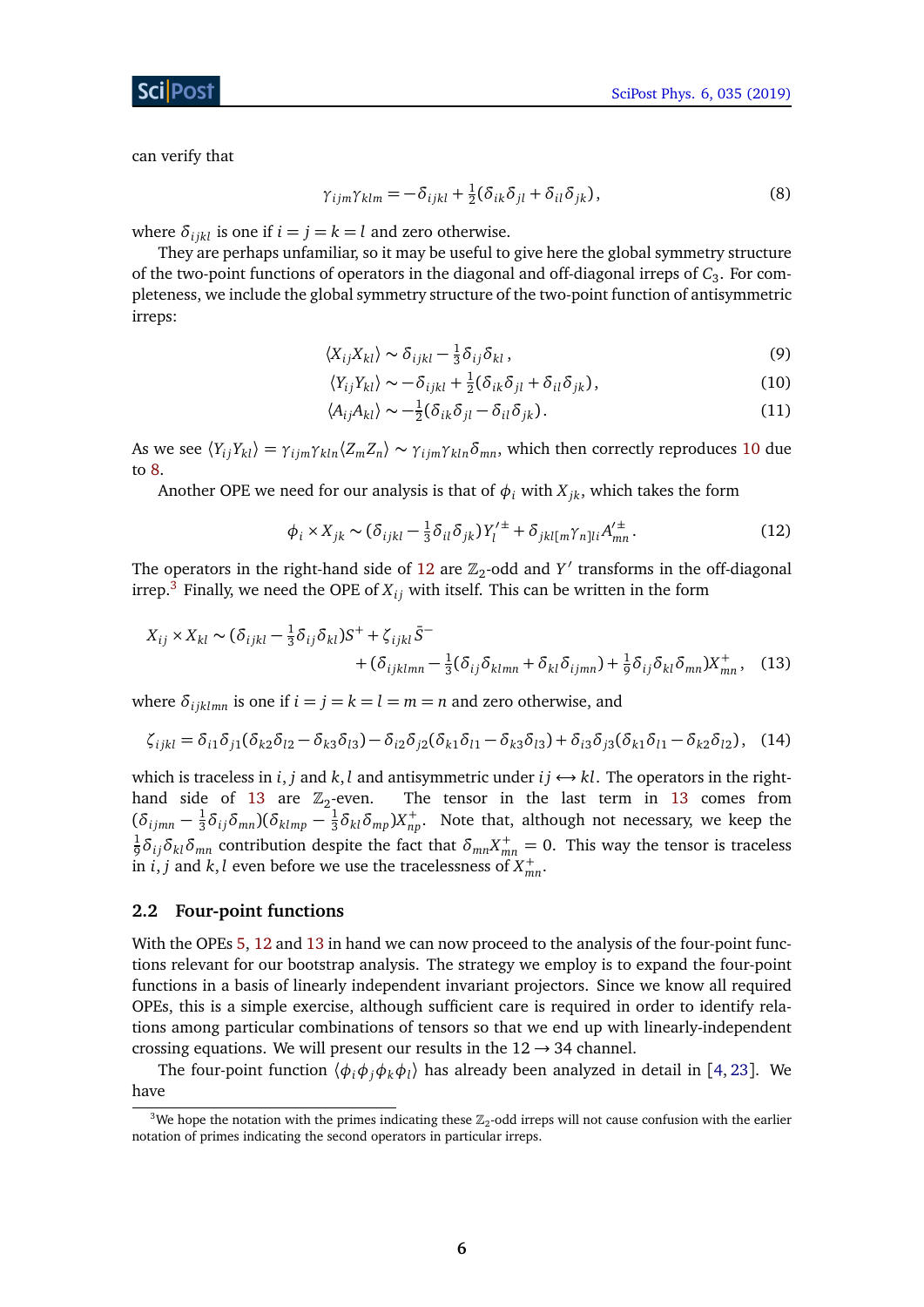can verify that

$$\gamma_{ijm}\gamma_{klm} = -\delta_{ijkl} + \tfrac{1}{2}(\delta_{ik}\delta_{jl} + \delta_{il}\delta_{jk})\,, \tag{8}$$

where $\delta_{ijkl}$ is one if $i = j = k = l$ and zero otherwise.

They are perhaps unfamiliar, so it may be useful to give here the global symmetry structure of the two-point functions of operators in the diagonal and off-diagonal irreps of $C_3$. For completeness, we include the global symmetry structure of the two-point function of antisymmetric irreps:

$$\langle X_{ij} X_{kl}\rangle \sim \delta_{ijkl} - \tfrac{1}{3}\delta_{ij}\delta_{kl}\,, \tag{9}$$

$$\langle Y_{ij} Y_{kl}\rangle \sim -\delta_{ijkl} + \tfrac{1}{2}(\delta_{ik}\delta_{jl} + \delta_{il}\delta_{jk})\,, \tag{10}$$

$$\langle A_{ij} A_{kl}\rangle \sim -\tfrac{1}{2}(\delta_{ik}\delta_{jl} - \delta_{il}\delta_{jk})\,. \tag{11}$$

As we see $\langle Y_{ij} Y_{kl}\rangle = \gamma_{ijm}\gamma_{kln}\langle Z_m Z_n\rangle \sim \gamma_{ijm}\gamma_{kln}\delta_{mn}$, which then correctly reproduces 10 due to 8.

Another OPE we need for our analysis is that of $\phi_i$ with $X_{jk}$, which takes the form

$$\phi_i \times X_{jk} \sim (\delta_{ijkl} - \tfrac{1}{3}\delta_{il}\delta_{jk})\, Y_l'^{\pm} + \delta_{jkl[m}\gamma_{n]li} A'^{\pm}_{mn}\,. \tag{12}$$

The operators in the right-hand side of 12 are $\mathbb{Z}_2$-odd and $Y'$ transforms in the off-diagonal irrep.[3] Finally, we need the OPE of $X_{ij}$ with itself. This can be written in the form

$$X_{ij} \times X_{kl} \sim (\delta_{ijkl} - \tfrac{1}{3}\delta_{ij}\delta_{kl}) S^+ + \zeta_{ijkl}\bar{S}^- \\ + (\delta_{ijklmn} - \tfrac{1}{3}(\delta_{ij}\delta_{klmn} + \delta_{kl}\delta_{ijmn}) + \tfrac{1}{9}\delta_{ij}\delta_{kl}\delta_{mn}) X^+_{mn}\,, \tag{13}$$

where $\delta_{ijklmn}$ is one if $i = j = k = l = m = n$ and zero otherwise, and

$$\zeta_{ijkl} = \delta_{i1}\delta_{j1}(\delta_{k2}\delta_{l2} - \delta_{k3}\delta_{l3}) - \delta_{i2}\delta_{j2}(\delta_{k1}\delta_{l1} - \delta_{k3}\delta_{l3}) + \delta_{i3}\delta_{j3}(\delta_{k1}\delta_{l1} - \delta_{k2}\delta_{l2})\,, \tag{14}$$

which is traceless in $i, j$ and $k, l$ and antisymmetric under $ij \leftrightarrow kl$. The operators in the right-hand side of 13 are $\mathbb{Z}_2$-even. The tensor in the last term in 13 comes from $(\delta_{ijmn} - \frac{1}{3}\delta_{ij}\delta_{mn})(\delta_{klmp} - \frac{1}{3}\delta_{kl}\delta_{mp}) X^+_{np}$. Note that, although not necessary, we keep the $\frac{1}{9}\delta_{ij}\delta_{kl}\delta_{mn}$ contribution despite the fact that $\delta_{mn} X^+_{mn} = 0$. This way the tensor is traceless in $i, j$ and $k, l$ even before we use the tracelessness of $X^+_{mn}$.

## 2.2 Four-point functions

With the OPEs 5, 12 and 13 in hand we can now proceed to the analysis of the four-point functions relevant for our bootstrap analysis. The strategy we employ is to expand the four-point functions in a basis of linearly independent invariant projectors. Since we know all required OPEs, this is a simple exercise, although sufficient care is required in order to identify relations among particular combinations of tensors so that we end up with linearly-independent crossing equations. We will present our results in the $12 \to 34$ channel.

The four-point function $\langle \phi_i \phi_j \phi_k \phi_l \rangle$ has already been analyzed in detail in [4, 23]. We have

[3] We hope the notation with the primes indicating these $\mathbb{Z}_2$-odd irreps will not cause confusion with the earlier notation of primes indicating the second operators in particular irreps.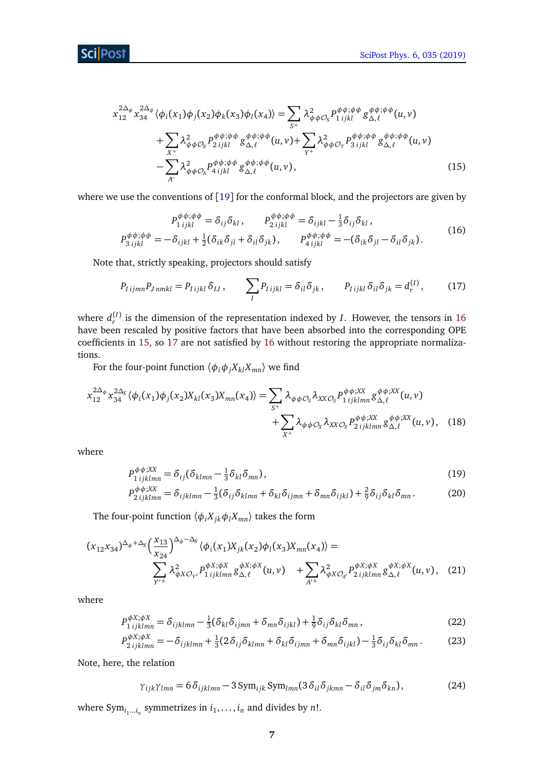$$x_{12}^{2\Delta_\phi} x_{34}^{2\Delta_\phi} \langle \phi_i(x_1)\phi_j(x_2)\phi_k(x_3)\phi_l(x_4)\rangle = \sum_{S^+} \lambda^2_{\phi\phi\mathcal{O}_S} P^{\phi\phi;\phi\phi}_{1\,ijkl}\, g^{\phi\phi;\phi\phi}_{\Delta,\ell}(u,v)$$
$$+ \sum_{X^+} \lambda^2_{\phi\phi\mathcal{O}_X} P^{\phi\phi;\phi\phi}_{2\,ijkl}\, g^{\phi\phi;\phi\phi}_{\Delta,\ell}(u,v) + \sum_{Y^+} \lambda^2_{\phi\phi\mathcal{O}_Y} P^{\phi\phi;\phi\phi}_{3\,ijkl}\, g^{\phi\phi;\phi\phi}_{\Delta,\ell}(u,v)$$
$$- \sum_{A^-} \lambda^2_{\phi\phi\mathcal{O}_A} P^{\phi\phi;\phi\phi}_{4\,ijkl}\, g^{\phi\phi;\phi\phi}_{\Delta,\ell}(u,v), \tag{15}$$

where we use the conventions of [19] for the conformal block, and the projectors are given by

$$P^{\phi\phi;\phi\phi}_{1\,ijkl} = \delta_{ij}\delta_{kl}\,, \qquad P^{\phi\phi;\phi\phi}_{2\,ijkl} = \delta_{ijkl} - \tfrac{1}{3}\delta_{ij}\delta_{kl}\,,$$
$$P^{\phi\phi;\phi\phi}_{3\,ijkl} = -\delta_{ijkl} + \tfrac{1}{2}(\delta_{ik}\delta_{jl} + \delta_{il}\delta_{jk})\,, \qquad P^{\phi\phi;\phi\phi}_{4\,ijkl} = -(\delta_{ik}\delta_{jl} - \delta_{il}\delta_{jk})\,. \tag{16}$$

Note that, strictly speaking, projectors should satisfy

$$P_{I\,ijmn}P_{J\,nmkl} = P_{I\,ijkl}\,\delta_{IJ}\,, \qquad \sum_I P_{I\,ijkl} = \delta_{il}\delta_{jk}\,, \qquad P_{I\,ijkl}\,\delta_{il}\delta_{jk} = d_r^{(I)}\,, \tag{17}$$

where $d_r^{(I)}$ is the dimension of the representation indexed by $I$. However, the tensors in 16 have been rescaled by positive factors that have been absorbed into the corresponding OPE coefficients in 15, so 17 are not satisfied by 16 without restoring the appropriate normalizations.

For the four-point function $\langle \phi_i\phi_j X_{kl} X_{mn}\rangle$ we find

$$x_{12}^{2\Delta_\phi} x_{34}^{2\Delta_X} \langle \phi_i(x_1)\phi_j(x_2)X_{kl}(x_3)X_{mn}(x_4)\rangle = \sum_{S^+} \lambda_{\phi\phi\mathcal{O}_S}\lambda_{XX\mathcal{O}_S} P^{\phi\phi;XX}_{1\,ijklmn}\, g^{\phi\phi;XX}_{\Delta,\ell}(u,v)$$
$$+ \sum_{X^+} \lambda_{\phi\phi\mathcal{O}_X}\lambda_{XX\mathcal{O}_X} P^{\phi\phi;XX}_{2\,ijklmn}\, g^{\phi\phi;XX}_{\Delta,\ell}(u,v), \tag{18}$$

where

$$P^{\phi\phi;XX}_{1\,ijklmn} = \delta_{ij}(\delta_{klmn} - \tfrac{1}{3}\delta_{kl}\delta_{mn})\,, \tag{19}$$
$$P^{\phi\phi;XX}_{2\,ijklmn} = \delta_{ijklmn} - \tfrac{1}{3}(\delta_{ij}\delta_{klmn} + \delta_{kl}\delta_{ijmn} + \delta_{mn}\delta_{ijkl}) + \tfrac{2}{9}\delta_{ij}\delta_{kl}\delta_{mn}\,. \tag{20}$$

The four-point function $\langle \phi_i X_{jk}\phi_l X_{mn}\rangle$ takes the form

$$(x_{12}x_{34})^{\Delta_\phi+\Delta_X}\left(\frac{x_{13}}{x_{24}}\right)^{\Delta_\phi-\Delta_X} \langle \phi_i(x_1)X_{jk}(x_2)\phi_l(x_3)X_{mn}(x_4)\rangle =$$
$$\sum_{Y'^{\pm}} \lambda^2_{\phi X\mathcal{O}_{Y'}} P^{\phi X;\phi X}_{1\,ijklmn}\, g^{\phi X;\phi X}_{\Delta,\ell}(u,v) \quad + \sum_{A'^{\pm}} \lambda^2_{\phi X\mathcal{O}_{A'}} P^{\phi X;\phi X}_{2\,ijklmn}\, g^{\phi X;\phi X}_{\Delta,\ell}(u,v), \tag{21}$$

where

$$P^{\phi X;\phi X}_{1\,ijklmn} = \delta_{ijklmn} - \tfrac{1}{3}(\delta_{kl}\delta_{ijmn} + \delta_{mn}\delta_{ijkl}) + \tfrac{1}{9}\delta_{ij}\delta_{kl}\delta_{mn}\,, \tag{22}$$
$$P^{\phi X;\phi X}_{2\,ijklmn} = -\delta_{ijklmn} + \tfrac{1}{3}(2\,\delta_{ij}\delta_{klmn} + \delta_{kl}\delta_{ijmn} + \delta_{mn}\delta_{ijkl}) - \tfrac{1}{3}\delta_{ij}\delta_{kl}\delta_{mn}\,. \tag{23}$$

Note, here, the relation

$$\gamma_{ijk}\gamma_{lmn} = 6\,\delta_{ijklmn} - 3\,\mathrm{Sym}_{ijk}\,\mathrm{Sym}_{lmn}(3\,\delta_{il}\delta_{jkmn} - \delta_{il}\delta_{jm}\delta_{kn})\,, \tag{24}$$

where $\mathrm{Sym}_{i_1\ldots i_n}$ symmetrizes in $i_1,\ldots,i_n$ and divides by $n!$.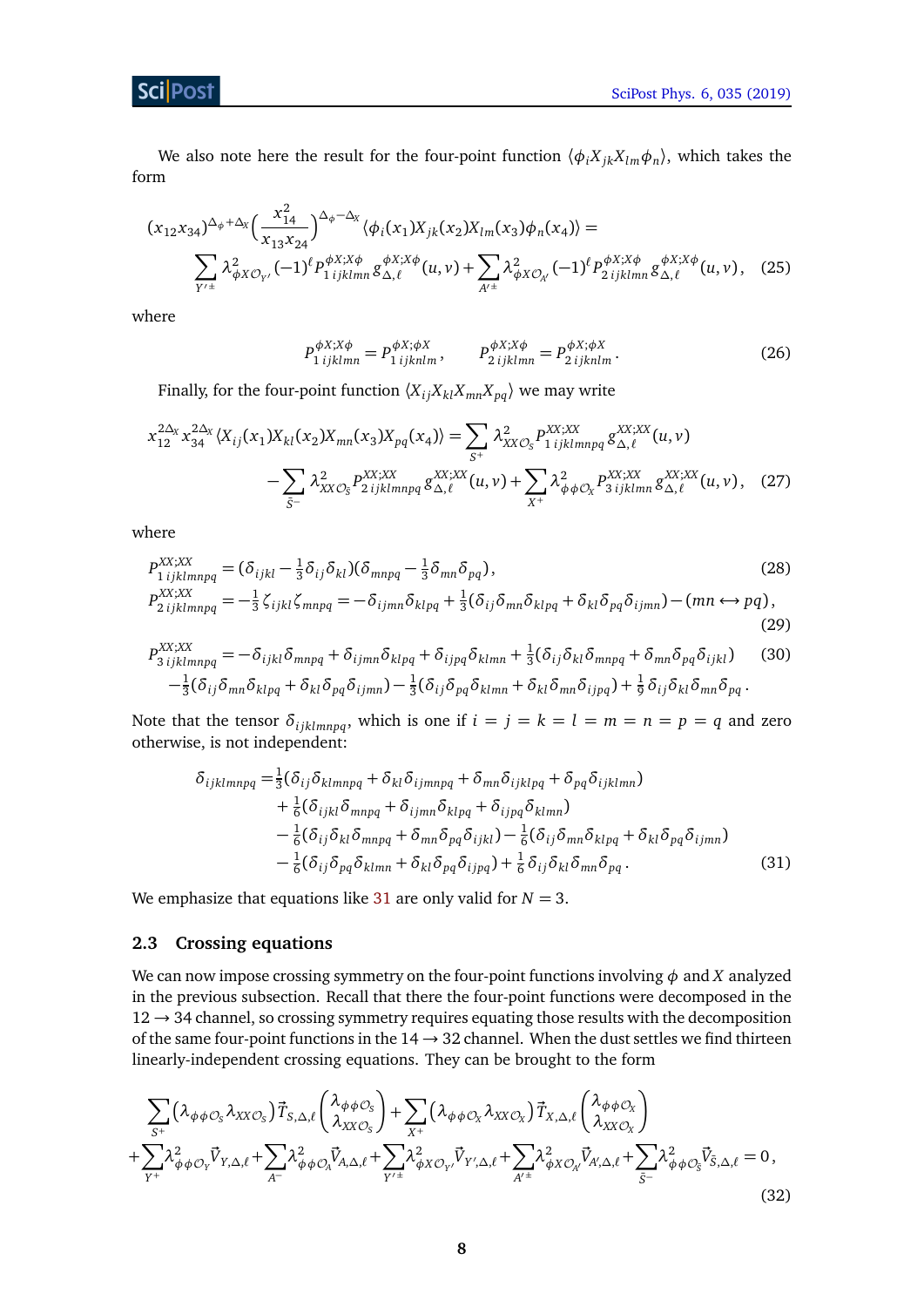We also note here the result for the four-point function $\langle \phi_i X_{jk} X_{lm} \phi_n \rangle$, which takes the form

$$
\begin{aligned}
(x_{12}x_{34})^{\Delta_\phi+\Delta_X}\Big(\frac{x_{14}^2}{x_{13}x_{24}}\Big)^{\Delta_\phi-\Delta_X} \langle \phi_i(x_1) X_{jk}(x_2) X_{lm}(x_3) \phi_n(x_4)\rangle = \\
\sum_{Y'^{\pm}} \lambda^2_{\phi X \mathcal{O}_{Y'}} (-1)^\ell P^{\phi X;X\phi}_{1\,ijklmn}\, g^{\phi X;X\phi}_{\Delta,\ell}(u,v) + \sum_{A'^{\pm}} \lambda^2_{\phi X \mathcal{O}_{A'}} (-1)^\ell P^{\phi X;X\phi}_{2\,ijklmn}\, g^{\phi X;X\phi}_{\Delta,\ell}(u,v)\,, \quad (25)
\end{aligned}
$$

where

$$
P^{\phi X;X\phi}_{1\,ijklmn} = P^{\phi X;\phi X}_{1\,ijknlm}\,, \qquad P^{\phi X;X\phi}_{2\,ijklmn} = P^{\phi X;\phi X}_{2\,ijknlm}\,. \quad (26)
$$

Finally, for the four-point function $\langle X_{ij} X_{kl} X_{mn} X_{pq}\rangle$ we may write

$$
\begin{aligned}
x_{12}^{2\Delta_X} x_{34}^{2\Delta_X} \langle X_{ij}(x_1) X_{kl}(x_2) X_{mn}(x_3) X_{pq}(x_4)\rangle = \sum_{S^+} \lambda^2_{XX\mathcal{O}_S} P^{XX;XX}_{1\,ijklmnpq}\, g^{XX;XX}_{\Delta,\ell}(u,v) \\
- \sum_{\bar{S}^-} \lambda^2_{XX\mathcal{O}_{\bar{S}}} P^{XX;XX}_{2\,ijklmnpq}\, g^{XX;XX}_{\Delta,\ell}(u,v) + \sum_{X^+} \lambda^2_{\phi\phi\mathcal{O}_X} P^{XX;XX}_{3\,ijklmn}\, g^{XX;XX}_{\Delta,\ell}(u,v)\,, \quad (27)
\end{aligned}
$$

where

$$
P^{XX;XX}_{1\,ijklmnpq} = (\delta_{ijkl} - \tfrac{1}{3}\delta_{ij}\delta_{kl})(\delta_{mnpq} - \tfrac{1}{3}\delta_{mn}\delta_{pq})\,, \quad (28)
$$

$$
P^{XX;XX}_{2\,ijklmnpq} = -\tfrac{1}{3}\zeta_{ijkl}\zeta_{mnpq} = -\delta_{ijmn}\delta_{klpq} + \tfrac{1}{3}(\delta_{ij}\delta_{mn}\delta_{klpq} + \delta_{kl}\delta_{pq}\delta_{ijmn}) - (mn \leftrightarrow pq)\,, \quad (29)
$$

$$
\begin{aligned}
P^{XX;XX}_{3\,ijklmnpq} = &-\delta_{ijkl}\delta_{mnpq} + \delta_{ijmn}\delta_{klpq} + \delta_{ijpq}\delta_{klmn} + \tfrac{1}{3}(\delta_{ij}\delta_{kl}\delta_{mnpq} + \delta_{mn}\delta_{pq}\delta_{ijkl}) \\
&-\tfrac{1}{3}(\delta_{ij}\delta_{mn}\delta_{klpq} + \delta_{kl}\delta_{pq}\delta_{ijmn}) - \tfrac{1}{3}(\delta_{ij}\delta_{pq}\delta_{klmn} + \delta_{kl}\delta_{mn}\delta_{ijpq}) + \tfrac{1}{9}\delta_{ij}\delta_{kl}\delta_{mn}\delta_{pq}\,. \quad (30)
\end{aligned}
$$

Note that the tensor $\delta_{ijklmnpq}$, which is one if $i=j=k=l=m=n=p=q$ and zero otherwise, is not independent:

$$
\begin{aligned}
\delta_{ijklmnpq} = &\tfrac{1}{3}(\delta_{ij}\delta_{klmnpq} + \delta_{kl}\delta_{ijmnpq} + \delta_{mn}\delta_{ijklpq} + \delta_{pq}\delta_{ijklmn}) \\
&+ \tfrac{1}{6}(\delta_{ijkl}\delta_{mnpq} + \delta_{ijmn}\delta_{klpq} + \delta_{ijpq}\delta_{klmn}) \\
&- \tfrac{1}{6}(\delta_{ij}\delta_{kl}\delta_{mnpq} + \delta_{mn}\delta_{pq}\delta_{ijkl}) - \tfrac{1}{6}(\delta_{ij}\delta_{mn}\delta_{klpq} + \delta_{kl}\delta_{pq}\delta_{ijmn}) \\
&- \tfrac{1}{6}(\delta_{ij}\delta_{pq}\delta_{klmn} + \delta_{kl}\delta_{pq}\delta_{ijpq}) + \tfrac{1}{6}\delta_{ij}\delta_{kl}\delta_{mn}\delta_{pq}\,. \quad (31)
\end{aligned}
$$

We emphasize that equations like 31 are only valid for $N=3$.

## 2.3 Crossing equations

We can now impose crossing symmetry on the four-point functions involving $\phi$ and $X$ analyzed in the previous subsection. Recall that there the four-point functions were decomposed in the $12 \to 34$ channel, so crossing symmetry requires equating those results with the decomposition of the same four-point functions in the $14 \to 32$ channel. When the dust settles we find thirteen linearly-independent crossing equations. They can be brought to the form

$$
\begin{aligned}
&\sum_{S^+} \big(\lambda_{\phi\phi\mathcal{O}_S}\,\lambda_{XX\mathcal{O}_S}\big)\,\vec{T}_{S,\Delta,\ell} \begin{pmatrix}\lambda_{\phi\phi\mathcal{O}_S}\\ \lambda_{XX\mathcal{O}_S}\end{pmatrix} + \sum_{X^+} \big(\lambda_{\phi\phi\mathcal{O}_X}\,\lambda_{XX\mathcal{O}_X}\big)\,\vec{T}_{X,\Delta,\ell} \begin{pmatrix}\lambda_{\phi\phi\mathcal{O}_X}\\ \lambda_{XX\mathcal{O}_X}\end{pmatrix} \\
&+\sum_{Y^+}\lambda^2_{\phi\phi\mathcal{O}_Y}\vec{V}_{Y,\Delta,\ell} + \sum_{A^-}\lambda^2_{\phi\phi\mathcal{O}_A}\vec{V}_{A,\Delta,\ell} + \sum_{Y'^{\pm}}\lambda^2_{\phi X\mathcal{O}_{Y'}}\vec{V}_{Y',\Delta,\ell} + \sum_{A'^{\pm}}\lambda^2_{\phi X\mathcal{O}_{A'}}\vec{V}_{A',\Delta,\ell} + \sum_{\bar{S}^-}\lambda^2_{\phi\phi\mathcal{O}_{\bar{S}}}\vec{V}_{\bar{S},\Delta,\ell} = 0\,,
\end{aligned}
\quad (32)
$$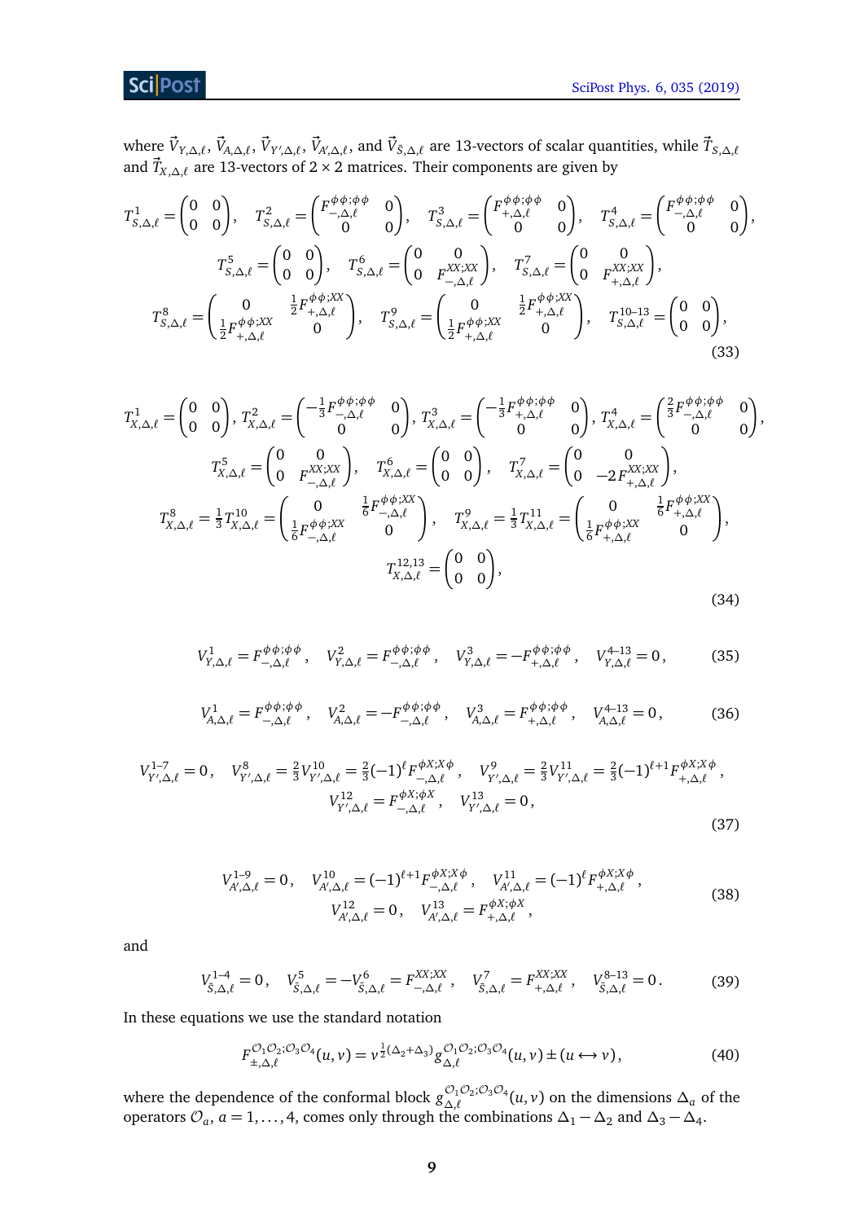where $\vec{V}_{Y,\Delta,\ell}$, $\vec{V}_{A,\Delta,\ell}$, $\vec{V}_{Y',\Delta,\ell}$, $\vec{V}_{A',\Delta,\ell}$, and $\vec{V}_{\bar{S},\Delta,\ell}$ are 13-vectors of scalar quantities, while $\vec{T}_{S,\Delta,\ell}$ and $\vec{T}_{X,\Delta,\ell}$ are 13-vectors of $2\times 2$ matrices. Their components are given by

$$
\begin{gathered}
T^1_{S,\Delta,\ell} = \begin{pmatrix} 0 & 0 \\ 0 & 0 \end{pmatrix}, \quad T^2_{S,\Delta,\ell} = \begin{pmatrix} F^{\phi\phi;\phi\phi}_{-,\Delta,\ell} & 0 \\ 0 & 0 \end{pmatrix}, \quad T^3_{S,\Delta,\ell} = \begin{pmatrix} F^{\phi\phi;\phi\phi}_{+,\Delta,\ell} & 0 \\ 0 & 0 \end{pmatrix}, \quad T^4_{S,\Delta,\ell} = \begin{pmatrix} F^{\phi\phi;\phi\phi}_{-,\Delta,\ell} & 0 \\ 0 & 0 \end{pmatrix}, \\
T^5_{S,\Delta,\ell} = \begin{pmatrix} 0 & 0 \\ 0 & 0 \end{pmatrix}, \quad T^6_{S,\Delta,\ell} = \begin{pmatrix} 0 & 0 \\ 0 & F^{XX;XX}_{-,\Delta,\ell} \end{pmatrix}, \quad T^7_{S,\Delta,\ell} = \begin{pmatrix} 0 & 0 \\ 0 & F^{XX;XX}_{+,\Delta,\ell} \end{pmatrix}, \\
T^8_{S,\Delta,\ell} = \begin{pmatrix} 0 & \frac{1}{2}F^{\phi\phi;XX}_{+,\Delta,\ell} \\ \frac{1}{2}F^{\phi\phi;XX}_{+,\Delta,\ell} & 0 \end{pmatrix}, \quad T^9_{S,\Delta,\ell} = \begin{pmatrix} 0 & \frac{1}{2}F^{\phi\phi;XX}_{+,\Delta,\ell} \\ \frac{1}{2}F^{\phi\phi;XX}_{+,\Delta,\ell} & 0 \end{pmatrix}, \quad T^{10\text{–}13}_{S,\Delta,\ell} = \begin{pmatrix} 0 & 0 \\ 0 & 0 \end{pmatrix},
\end{gathered}
\tag{33}
$$

$$
\begin{gathered}
T^1_{X,\Delta,\ell} = \begin{pmatrix} 0 & 0 \\ 0 & 0 \end{pmatrix}, \; T^2_{X,\Delta,\ell} = \begin{pmatrix} -\frac{1}{3}F^{\phi\phi;\phi\phi}_{-,\Delta,\ell} & 0 \\ 0 & 0 \end{pmatrix}, \; T^3_{X,\Delta,\ell} = \begin{pmatrix} -\frac{1}{3}F^{\phi\phi;\phi\phi}_{+,\Delta,\ell} & 0 \\ 0 & 0 \end{pmatrix}, \; T^4_{X,\Delta,\ell} = \begin{pmatrix} \frac{2}{3}F^{\phi\phi;\phi\phi}_{-,\Delta,\ell} & 0 \\ 0 & 0 \end{pmatrix}, \\
T^5_{X,\Delta,\ell} = \begin{pmatrix} 0 & 0 \\ 0 & F^{XX;XX}_{-,\Delta,\ell} \end{pmatrix}, \quad T^6_{X,\Delta,\ell} = \begin{pmatrix} 0 & 0 \\ 0 & 0 \end{pmatrix}, \quad T^7_{X,\Delta,\ell} = \begin{pmatrix} 0 & 0 \\ 0 & -2F^{XX;XX}_{+,\Delta,\ell} \end{pmatrix}, \\
T^8_{X,\Delta,\ell} = \tfrac{1}{3}T^{10}_{X,\Delta,\ell} = \begin{pmatrix} 0 & \frac{1}{6}F^{\phi\phi;XX}_{-,\Delta,\ell} \\ \frac{1}{6}F^{\phi\phi;XX}_{-,\Delta,\ell} & 0 \end{pmatrix}, \quad T^9_{X,\Delta,\ell} = \tfrac{1}{3}T^{11}_{X,\Delta,\ell} = \begin{pmatrix} 0 & \frac{1}{6}F^{\phi\phi;XX}_{+,\Delta,\ell} \\ \frac{1}{6}F^{\phi\phi;XX}_{+,\Delta,\ell} & 0 \end{pmatrix}, \\
T^{12,13}_{X,\Delta,\ell} = \begin{pmatrix} 0 & 0 \\ 0 & 0 \end{pmatrix},
\end{gathered}
\tag{34}
$$

$$
V^1_{Y,\Delta,\ell} = F^{\phi\phi;\phi\phi}_{-,\Delta,\ell}, \quad V^2_{Y,\Delta,\ell} = F^{\phi\phi;\phi\phi}_{-,\Delta,\ell}, \quad V^3_{Y,\Delta,\ell} = -F^{\phi\phi;\phi\phi}_{+,\Delta,\ell}, \quad V^{4\text{–}13}_{Y,\Delta,\ell} = 0, \tag{35}
$$

$$
V^1_{A,\Delta,\ell} = F^{\phi\phi;\phi\phi}_{-,\Delta,\ell}, \quad V^2_{A,\Delta,\ell} = -F^{\phi\phi;\phi\phi}_{-,\Delta,\ell}, \quad V^3_{A,\Delta,\ell} = F^{\phi\phi;\phi\phi}_{+,\Delta,\ell}, \quad V^{4\text{–}13}_{A,\Delta,\ell} = 0, \tag{36}
$$

$$
\begin{gathered}
V^{1\text{–}7}_{Y',\Delta,\ell} = 0, \quad V^8_{Y',\Delta,\ell} = \tfrac{2}{3}V^{10}_{Y',\Delta,\ell} = \tfrac{2}{3}(-1)^\ell F^{\phi X;X\phi}_{-,\Delta,\ell}, \quad V^9_{Y',\Delta,\ell} = \tfrac{2}{3}V^{11}_{Y',\Delta,\ell} = \tfrac{2}{3}(-1)^{\ell+1} F^{\phi X;X\phi}_{+,\Delta,\ell}, \\
V^{12}_{Y',\Delta,\ell} = F^{\phi X;\phi X}_{-,\Delta,\ell}, \quad V^{13}_{Y',\Delta,\ell} = 0,
\end{gathered}
\tag{37}
$$

$$
\begin{gathered}
V^{1\text{–}9}_{A',\Delta,\ell} = 0, \quad V^{10}_{A',\Delta,\ell} = (-1)^{\ell+1} F^{\phi X;X\phi}_{-,\Delta,\ell}, \quad V^{11}_{A',\Delta,\ell} = (-1)^\ell F^{\phi X;X\phi}_{+,\Delta,\ell}, \\
V^{12}_{A',\Delta,\ell} = 0, \quad V^{13}_{A',\Delta,\ell} = F^{\phi X;\phi X}_{+,\Delta,\ell},
\end{gathered}
\tag{38}
$$

and

$$
V^{1\text{–}4}_{\bar{S},\Delta,\ell} = 0, \quad V^5_{\bar{S},\Delta,\ell} = -V^6_{\bar{S},\Delta,\ell} = F^{XX;XX}_{-,\Delta,\ell}, \quad V^7_{\bar{S},\Delta,\ell} = F^{XX;XX}_{+,\Delta,\ell}, \quad V^{8\text{–}13}_{\bar{S},\Delta,\ell} = 0. \tag{39}
$$

In these equations we use the standard notation

$$
F^{\mathcal{O}_1\mathcal{O}_2;\mathcal{O}_3\mathcal{O}_4}_{\pm,\Delta,\ell}(u,v) = v^{\frac{1}{2}(\Delta_2+\Delta_3)} g^{\mathcal{O}_1\mathcal{O}_2;\mathcal{O}_3\mathcal{O}_4}_{\Delta,\ell}(u,v) \pm (u \leftrightarrow v), \tag{40}
$$

where the dependence of the conformal block $g^{\mathcal{O}_1\mathcal{O}_2;\mathcal{O}_3\mathcal{O}_4}_{\Delta,\ell}(u,v)$ on the dimensions $\Delta_a$ of the operators $\mathcal{O}_a$, $a = 1,\ldots,4$, comes only through the combinations $\Delta_1 - \Delta_2$ and $\Delta_3 - \Delta_4$.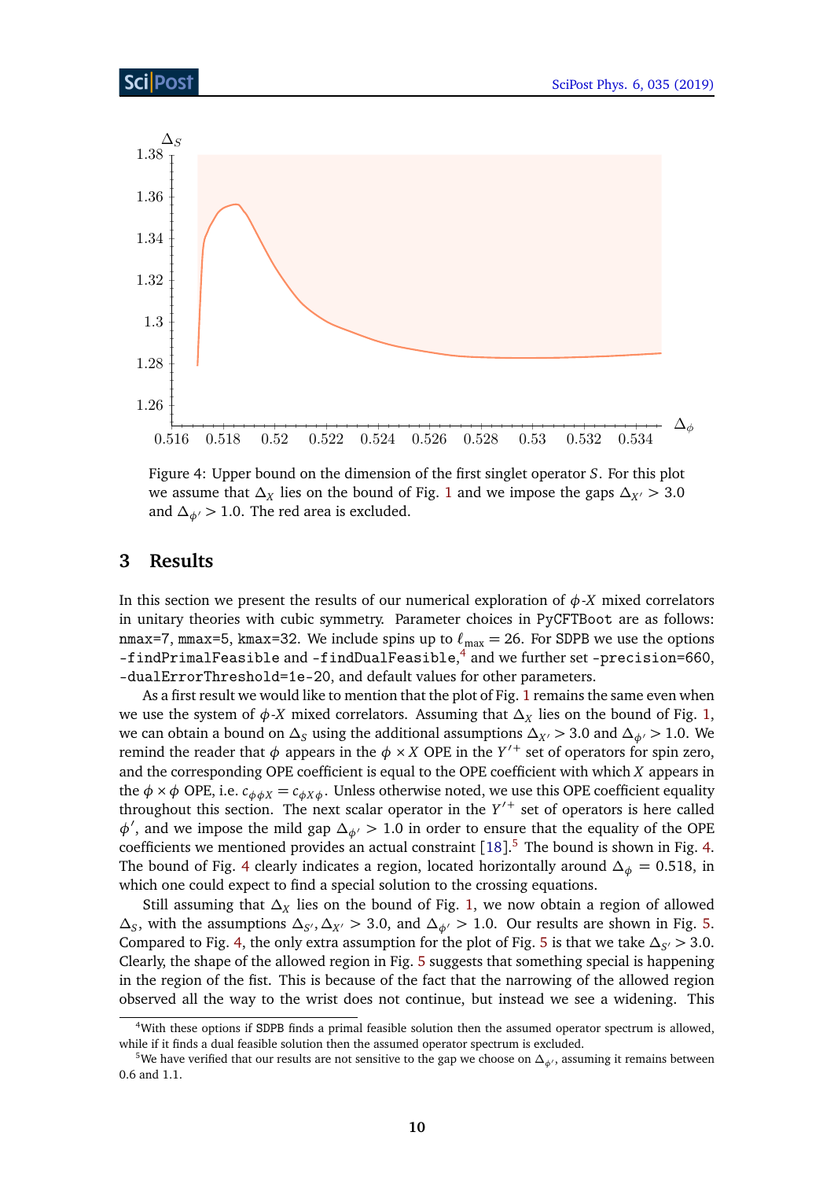Figure 4: Upper bound on the dimension of the first singlet operator $S$. For this plot we assume that $\Delta_X$ lies on the bound of Fig. 1 and we impose the gaps $\Delta_{X'} > 3.0$ and $\Delta_{\phi'} > 1.0$. The red area is excluded.

## 3 Results

In this section we present the results of our numerical exploration of $\phi$-$X$ mixed correlators in unitary theories with cubic symmetry. Parameter choices in PyCFTBoot are as follows: nmax=7, mmax=5, kmax=32. We include spins up to $\ell_{\max} = 26$. For SDPB we use the options -findPrimalFeasible and -findDualFeasible,[4] and we further set -precision=660, -dualErrorThreshold=1e-20, and default values for other parameters.

As a first result we would like to mention that the plot of Fig. 1 remains the same even when we use the system of $\phi$-$X$ mixed correlators. Assuming that $\Delta_X$ lies on the bound of Fig. 1, we can obtain a bound on $\Delta_S$ using the additional assumptions $\Delta_{X'} > 3.0$ and $\Delta_{\phi'} > 1.0$. We remind the reader that $\phi$ appears in the $\phi \times X$ OPE in the $Y'^{+}$ set of operators for spin zero, and the corresponding OPE coefficient is equal to the OPE coefficient with which $X$ appears in the $\phi \times \phi$ OPE, i.e. $c_{\phi\phi X} = c_{\phi X \phi}$. Unless otherwise noted, we use this OPE coefficient equality throughout this section. The next scalar operator in the $Y'^{+}$ set of operators is here called $\phi'$, and we impose the mild gap $\Delta_{\phi'} > 1.0$ in order to ensure that the equality of the OPE coefficients we mentioned provides an actual constraint [18].[5] The bound is shown in Fig. 4. The bound of Fig. 4 clearly indicates a region, located horizontally around $\Delta_\phi = 0.518$, in which one could expect to find a special solution to the crossing equations.

Still assuming that $\Delta_X$ lies on the bound of Fig. 1, we now obtain a region of allowed $\Delta_S$, with the assumptions $\Delta_{S'}, \Delta_{X'} > 3.0$, and $\Delta_{\phi'} > 1.0$. Our results are shown in Fig. 5. Compared to Fig. 4, the only extra assumption for the plot of Fig. 5 is that we take $\Delta_{S'} > 3.0$. Clearly, the shape of the allowed region in Fig. 5 suggests that something special is happening in the region of the fist. This is because of the fact that the narrowing of the allowed region observed all the way to the wrist does not continue, but instead we see a widening. This

[4] With these options if SDPB finds a primal feasible solution then the assumed operator spectrum is allowed, while if it finds a dual feasible solution then the assumed operator spectrum is excluded.

[5] We have verified that our results are not sensitive to the gap we choose on $\Delta_{\phi'}$, assuming it remains between 0.6 and 1.1.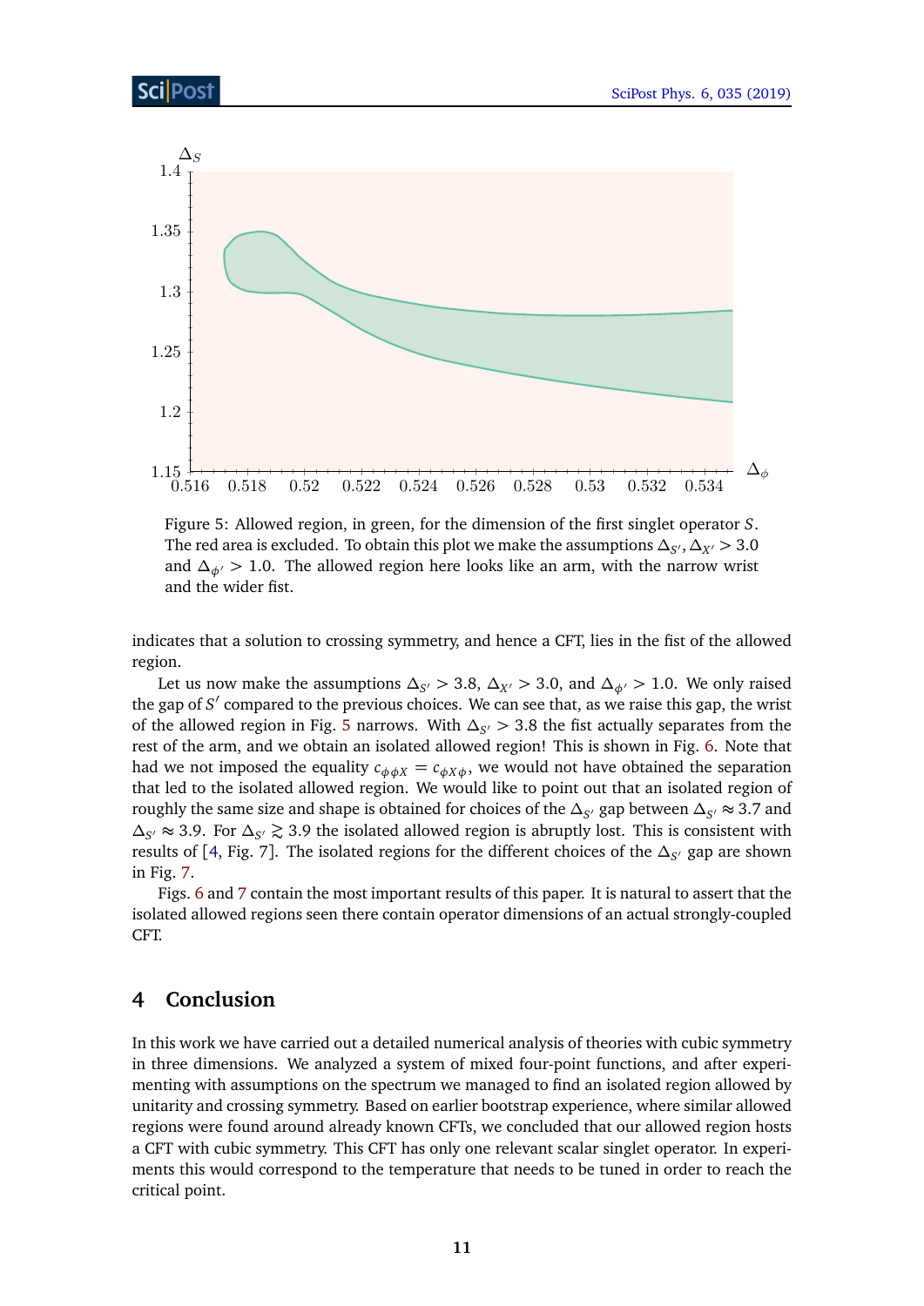Figure 5: Allowed region, in green, for the dimension of the first singlet operator $S$. The red area is excluded. To obtain this plot we make the assumptions $\Delta_{S'}, \Delta_{X'} > 3.0$ and $\Delta_{\phi'} > 1.0$. The allowed region here looks like an arm, with the narrow wrist and the wider fist.

indicates that a solution to crossing symmetry, and hence a CFT, lies in the fist of the allowed region.

Let us now make the assumptions $\Delta_{S'} > 3.8$, $\Delta_{X'} > 3.0$, and $\Delta_{\phi'} > 1.0$. We only raised the gap of $S'$ compared to the previous choices. We can see that, as we raise this gap, the wrist of the allowed region in Fig. 5 narrows. With $\Delta_{S'} > 3.8$ the fist actually separates from the rest of the arm, and we obtain an isolated allowed region! This is shown in Fig. 6. Note that had we not imposed the equality $c_{\phi\phi X} = c_{\phi X\phi}$, we would not have obtained the separation that led to the isolated allowed region. We would like to point out that an isolated region of roughly the same size and shape is obtained for choices of the $\Delta_{S'}$ gap between $\Delta_{S'} \approx 3.7$ and $\Delta_{S'} \approx 3.9$. For $\Delta_{S'} \gtrsim 3.9$ the isolated allowed region is abruptly lost. This is consistent with results of [4, Fig. 7]. The isolated regions for the different choices of the $\Delta_{S'}$ gap are shown in Fig. 7.

Figs. 6 and 7 contain the most important results of this paper. It is natural to assert that the isolated allowed regions seen there contain operator dimensions of an actual strongly-coupled CFT.

## 4 Conclusion

In this work we have carried out a detailed numerical analysis of theories with cubic symmetry in three dimensions. We analyzed a system of mixed four-point functions, and after experimenting with assumptions on the spectrum we managed to find an isolated region allowed by unitarity and crossing symmetry. Based on earlier bootstrap experience, where similar allowed regions were found around already known CFTs, we concluded that our allowed region hosts a CFT with cubic symmetry. This CFT has only one relevant scalar singlet operator. In experiments this would correspond to the temperature that needs to be tuned in order to reach the critical point.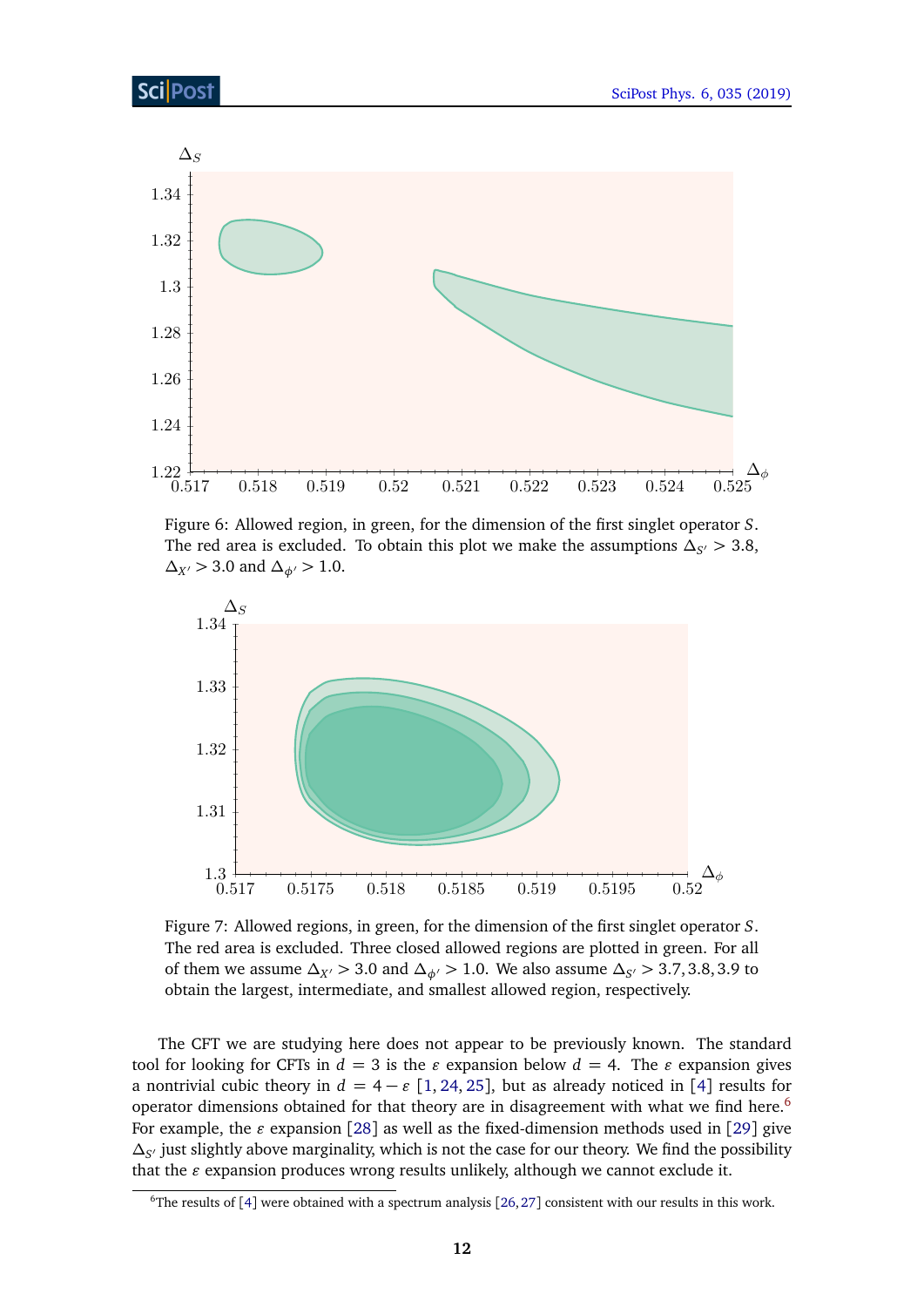Figure 6: Allowed region, in green, for the dimension of the first singlet operator $S$. The red area is excluded. To obtain this plot we make the assumptions $\Delta_{S'} > 3.8$, $\Delta_{X'} > 3.0$ and $\Delta_{\phi'} > 1.0$.

Figure 7: Allowed regions, in green, for the dimension of the first singlet operator $S$. The red area is excluded. Three closed allowed regions are plotted in green. For all of them we assume $\Delta_{X'} > 3.0$ and $\Delta_{\phi'} > 1.0$. We also assume $\Delta_{S'} > 3.7, 3.8, 3.9$ to obtain the largest, intermediate, and smallest allowed region, respectively.

The CFT we are studying here does not appear to be previously known. The standard tool for looking for CFTs in $d = 3$ is the $\varepsilon$ expansion below $d = 4$. The $\varepsilon$ expansion gives a nontrivial cubic theory in $d = 4 - \varepsilon$ [1, 24, 25], but as already noticed in [4] results for operator dimensions obtained for that theory are in disagreement with what we find here.[6] For example, the $\varepsilon$ expansion [28] as well as the fixed-dimension methods used in [29] give $\Delta_{S'}$ just slightly above marginality, which is not the case for our theory. We find the possibility that the $\varepsilon$ expansion produces wrong results unlikely, although we cannot exclude it.

[6] The results of [4] were obtained with a spectrum analysis [26, 27] consistent with our results in this work.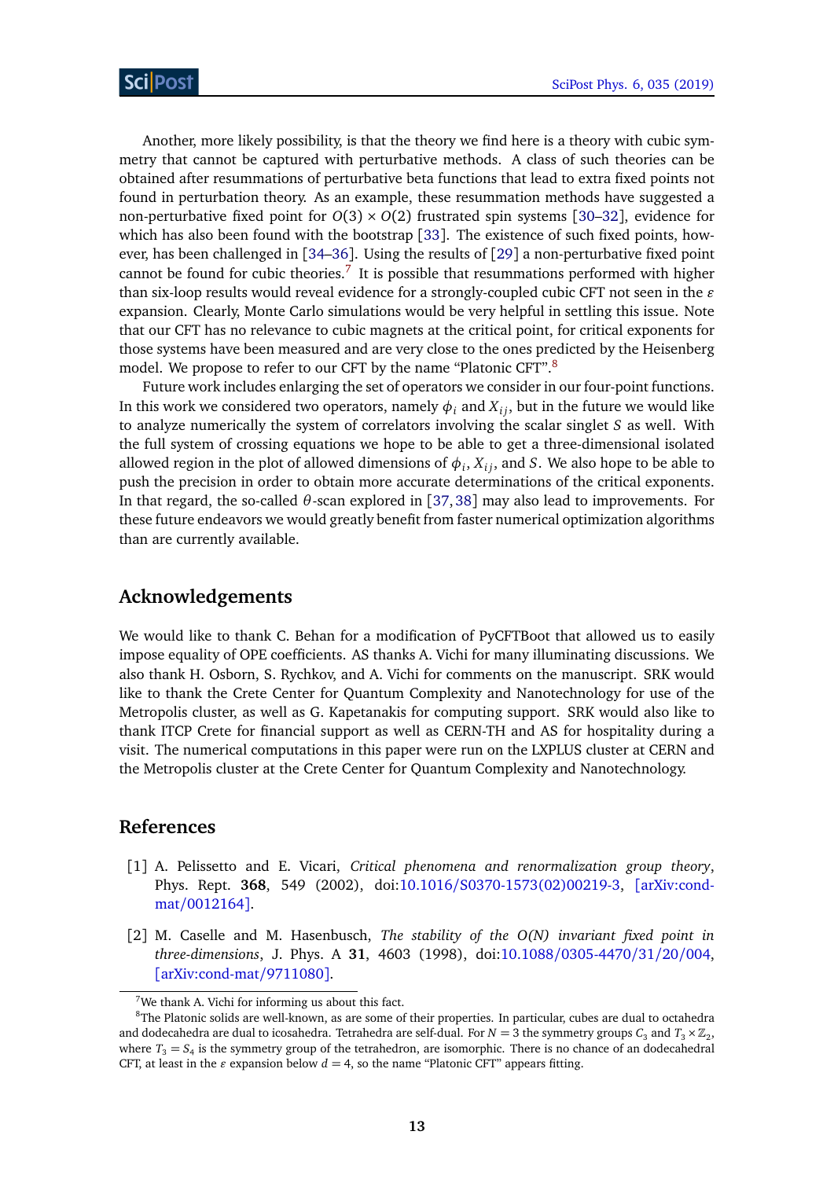Another, more likely possibility, is that the theory we find here is a theory with cubic symmetry that cannot be captured with perturbative methods. A class of such theories can be obtained after resummations of perturbative beta functions that lead to extra fixed points not found in perturbation theory. As an example, these resummation methods have suggested a non-perturbative fixed point for $O(3) \times O(2)$ frustrated spin systems [30–32], evidence for which has also been found with the bootstrap [33]. The existence of such fixed points, however, has been challenged in [34–36]. Using the results of [29] a non-perturbative fixed point cannot be found for cubic theories.[7] It is possible that resummations performed with higher than six-loop results would reveal evidence for a strongly-coupled cubic CFT not seen in the $\varepsilon$ expansion. Clearly, Monte Carlo simulations would be very helpful in settling this issue. Note that our CFT has no relevance to cubic magnets at the critical point, for critical exponents for those systems have been measured and are very close to the ones predicted by the Heisenberg model. We propose to refer to our CFT by the name "Platonic CFT".[8]

Future work includes enlarging the set of operators we consider in our four-point functions. In this work we considered two operators, namely $\phi_i$ and $X_{ij}$, but in the future we would like to analyze numerically the system of correlators involving the scalar singlet $S$ as well. With the full system of crossing equations we hope to be able to get a three-dimensional isolated allowed region in the plot of allowed dimensions of $\phi_i$, $X_{ij}$, and $S$. We also hope to be able to push the precision in order to obtain more accurate determinations of the critical exponents. In that regard, the so-called $\theta$-scan explored in [37, 38] may also lead to improvements. For these future endeavors we would greatly benefit from faster numerical optimization algorithms than are currently available.

## Acknowledgements

We would like to thank C. Behan for a modification of PyCFTBoot that allowed us to easily impose equality of OPE coefficients. AS thanks A. Vichi for many illuminating discussions. We also thank H. Osborn, S. Rychkov, and A. Vichi for comments on the manuscript. SRK would like to thank the Crete Center for Quantum Complexity and Nanotechnology for use of the Metropolis cluster, as well as G. Kapetanakis for computing support. SRK would also like to thank ITCP Crete for financial support as well as CERN-TH and AS for hospitality during a visit. The numerical computations in this paper were run on the LXPLUS cluster at CERN and the Metropolis cluster at the Crete Center for Quantum Complexity and Nanotechnology.

## References

[1] A. Pelissetto and E. Vicari, *Critical phenomena and renormalization group theory*, Phys. Rept. **368**, 549 (2002), doi:10.1016/S0370-1573(02)00219-3, [arXiv:cond-mat/0012164].

[2] M. Caselle and M. Hasenbusch, *The stability of the O(N) invariant fixed point in three-dimensions*, J. Phys. A **31**, 4603 (1998), doi:10.1088/0305-4470/31/20/004, [arXiv:cond-mat/9711080].

---

[7] We thank A. Vichi for informing us about this fact.

[8] The Platonic solids are well-known, as are some of their properties. In particular, cubes are dual to octahedra and dodecahedra are dual to icosahedra. Tetrahedra are self-dual. For $N = 3$ the symmetry groups $C_3$ and $T_3 \times \mathbb{Z}_2$, where $T_3 = S_4$ is the symmetry group of the tetrahedron, are isomorphic. There is no chance of an dodecahedral CFT, at least in the $\varepsilon$ expansion below $d = 4$, so the name "Platonic CFT" appears fitting.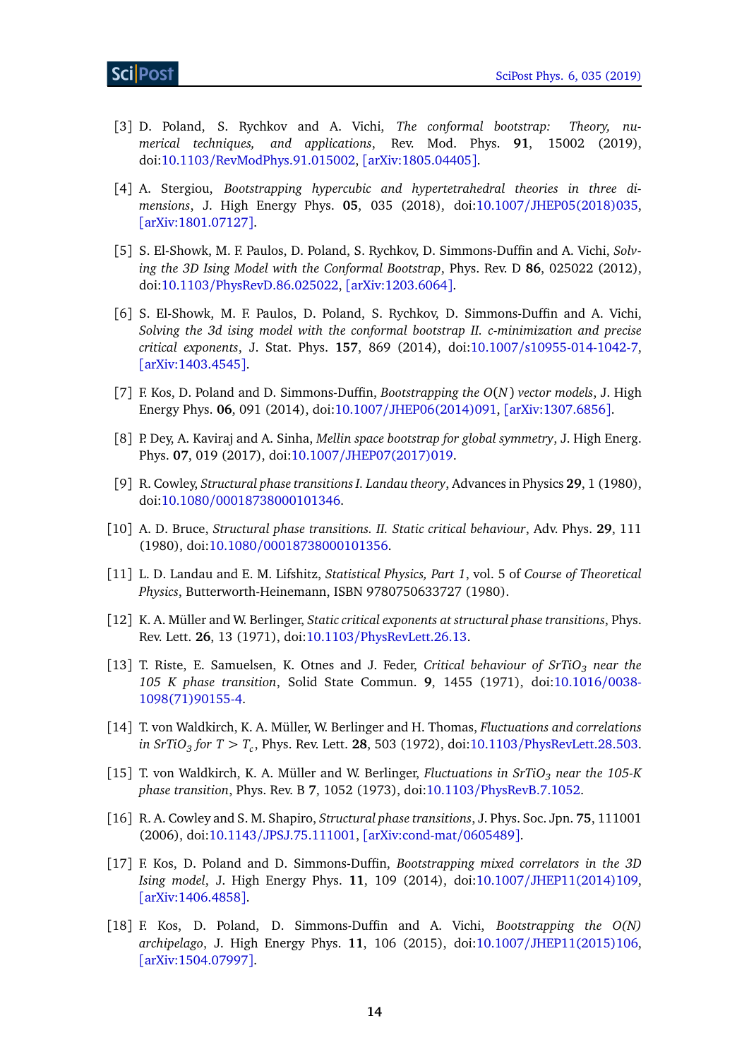[3] D. Poland, S. Rychkov and A. Vichi, *The conformal bootstrap: Theory, numerical techniques, and applications*, Rev. Mod. Phys. **91**, 15002 (2019), doi:10.1103/RevModPhys.91.015002, [arXiv:1805.04405].

[4] A. Stergiou, *Bootstrapping hypercubic and hypertetrahedral theories in three dimensions*, J. High Energy Phys. **05**, 035 (2018), doi:10.1007/JHEP05(2018)035, [arXiv:1801.07127].

[5] S. El-Showk, M. F. Paulos, D. Poland, S. Rychkov, D. Simmons-Duffin and A. Vichi, *Solving the 3D Ising Model with the Conformal Bootstrap*, Phys. Rev. D **86**, 025022 (2012), doi:10.1103/PhysRevD.86.025022, [arXiv:1203.6064].

[6] S. El-Showk, M. F. Paulos, D. Poland, S. Rychkov, D. Simmons-Duffin and A. Vichi, *Solving the 3d ising model with the conformal bootstrap II. c-minimization and precise critical exponents*, J. Stat. Phys. **157**, 869 (2014), doi:10.1007/s10955-014-1042-7, [arXiv:1403.4545].

[7] F. Kos, D. Poland and D. Simmons-Duffin, *Bootstrapping the $O(N)$ vector models*, J. High Energy Phys. **06**, 091 (2014), doi:10.1007/JHEP06(2014)091, [arXiv:1307.6856].

[8] P. Dey, A. Kaviraj and A. Sinha, *Mellin space bootstrap for global symmetry*, J. High Energ. Phys. **07**, 019 (2017), doi:10.1007/JHEP07(2017)019.

[9] R. Cowley, *Structural phase transitions I. Landau theory*, Advances in Physics **29**, 1 (1980), doi:10.1080/00018738000101346.

[10] A. D. Bruce, *Structural phase transitions. II. Static critical behaviour*, Adv. Phys. **29**, 111 (1980), doi:10.1080/00018738000101356.

[11] L. D. Landau and E. M. Lifshitz, *Statistical Physics, Part 1*, vol. 5 of *Course of Theoretical Physics*, Butterworth-Heinemann, ISBN 9780750633727 (1980).

[12] K. A. Müller and W. Berlinger, *Static critical exponents at structural phase transitions*, Phys. Rev. Lett. **26**, 13 (1971), doi:10.1103/PhysRevLett.26.13.

[13] T. Riste, E. Samuelsen, K. Otnes and J. Feder, *Critical behaviour of $SrTiO_3$ near the 105 K phase transition*, Solid State Commun. **9**, 1455 (1971), doi:10.1016/0038-1098(71)90155-4.

[14] T. von Waldkirch, K. A. Müller, W. Berlinger and H. Thomas, *Fluctuations and correlations in $SrTiO_3$ for $T > T_c$*, Phys. Rev. Lett. **28**, 503 (1972), doi:10.1103/PhysRevLett.28.503.

[15] T. von Waldkirch, K. A. Müller and W. Berlinger, *Fluctuations in $SrTiO_3$ near the 105-K phase transition*, Phys. Rev. B **7**, 1052 (1973), doi:10.1103/PhysRevB.7.1052.

[16] R. A. Cowley and S. M. Shapiro, *Structural phase transitions*, J. Phys. Soc. Jpn. **75**, 111001 (2006), doi:10.1143/JPSJ.75.111001, [arXiv:cond-mat/0605489].

[17] F. Kos, D. Poland and D. Simmons-Duffin, *Bootstrapping mixed correlators in the 3D Ising model*, J. High Energy Phys. **11**, 109 (2014), doi:10.1007/JHEP11(2014)109, [arXiv:1406.4858].

[18] F. Kos, D. Poland, D. Simmons-Duffin and A. Vichi, *Bootstrapping the O(N) archipelago*, J. High Energy Phys. **11**, 106 (2015), doi:10.1007/JHEP11(2015)106, [arXiv:1504.07997].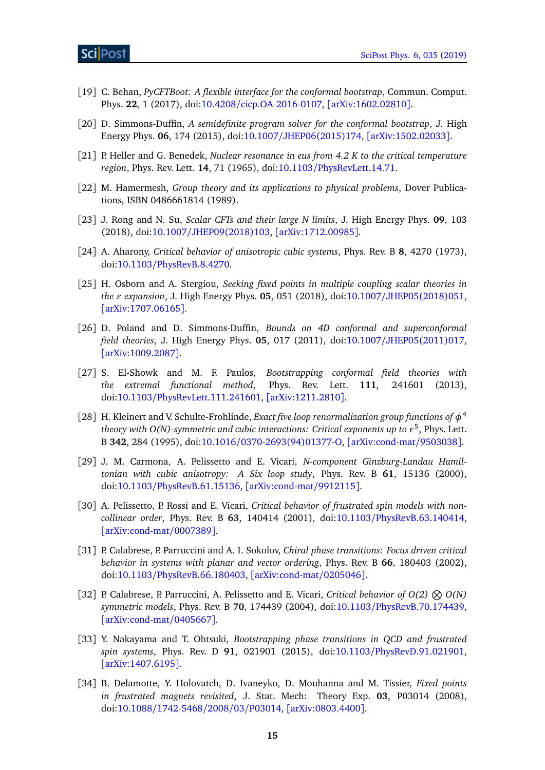[19] C. Behan, *PyCFTBoot: A flexible interface for the conformal bootstrap*, Commun. Comput. Phys. **22**, 1 (2017), doi:10.4208/cicp.OA-2016-0107, [arXiv:1602.02810].

[20] D. Simmons-Duffin, *A semidefinite program solver for the conformal bootstrap*, J. High Energy Phys. **06**, 174 (2015), doi:10.1007/JHEP06(2015)174, [arXiv:1502.02033].

[21] P. Heller and G. Benedek, *Nuclear resonance in eus from 4.2 K to the critical temperature region*, Phys. Rev. Lett. **14**, 71 (1965), doi:10.1103/PhysRevLett.14.71.

[22] M. Hamermesh, *Group theory and its applications to physical problems*, Dover Publications, ISBN 0486661814 (1989).

[23] J. Rong and N. Su, *Scalar CFTs and their large N limits*, J. High Energy Phys. **09**, 103 (2018), doi:10.1007/JHEP09(2018)103, [arXiv:1712.00985].

[24] A. Aharony, *Critical behavior of anisotropic cubic systems*, Phys. Rev. B **8**, 4270 (1973), doi:10.1103/PhysRevB.8.4270.

[25] H. Osborn and A. Stergiou, *Seeking fixed points in multiple coupling scalar theories in the $\varepsilon$ expansion*, J. High Energy Phys. **05**, 051 (2018), doi:10.1007/JHEP05(2018)051, [arXiv:1707.06165].

[26] D. Poland and D. Simmons-Duffin, *Bounds on 4D conformal and superconformal field theories*, J. High Energy Phys. **05**, 017 (2011), doi:10.1007/JHEP05(2011)017, [arXiv:1009.2087].

[27] S. El-Showk and M. F. Paulos, *Bootstrapping conformal field theories with the extremal functional method*, Phys. Rev. Lett. **111**, 241601 (2013), doi:10.1103/PhysRevLett.111.241601, [arXiv:1211.2810].

[28] H. Kleinert and V. Schulte-Frohlinde, *Exact five loop renormalization group functions of $\phi^4$ theory with O(N)-symmetric and cubic interactions: Critical exponents up to $\epsilon^5$*, Phys. Lett. B **342**, 284 (1995), doi:10.1016/0370-2693(94)01377-O, [arXiv:cond-mat/9503038].

[29] J. M. Carmona, A. Pelissetto and E. Vicari, *N-component Ginzburg-Landau Hamiltonian with cubic anisotropy: A Six loop study*, Phys. Rev. B **61**, 15136 (2000), doi:10.1103/PhysRevB.61.15136, [arXiv:cond-mat/9912115].

[30] A. Pelissetto, P. Rossi and E. Vicari, *Critical behavior of frustrated spin models with noncollinear order*, Phys. Rev. B **63**, 140414 (2001), doi:10.1103/PhysRevB.63.140414, [arXiv:cond-mat/0007389].

[31] P. Calabrese, P. Parruccini and A. I. Sokolov, *Chiral phase transitions: Focus driven critical behavior in systems with planar and vector ordering*, Phys. Rev. B **66**, 180403 (2002), doi:10.1103/PhysRevB.66.180403, [arXiv:cond-mat/0205046].

[32] P. Calabrese, P. Parruccini, A. Pelissetto and E. Vicari, *Critical behavior of O(2) $\otimes$ O(N) symmetric models*, Phys. Rev. B **70**, 174439 (2004), doi:10.1103/PhysRevB.70.174439, [arXiv:cond-mat/0405667].

[33] Y. Nakayama and T. Ohtsuki, *Bootstrapping phase transitions in QCD and frustrated spin systems*, Phys. Rev. D **91**, 021901 (2015), doi:10.1103/PhysRevD.91.021901, [arXiv:1407.6195].

[34] B. Delamotte, Y. Holovatch, D. Ivaneyko, D. Mouhanna and M. Tissier, *Fixed points in frustrated magnets revisited*, J. Stat. Mech: Theory Exp. **03**, P03014 (2008), doi:10.1088/1742-5468/2008/03/P03014, [arXiv:0803.4400].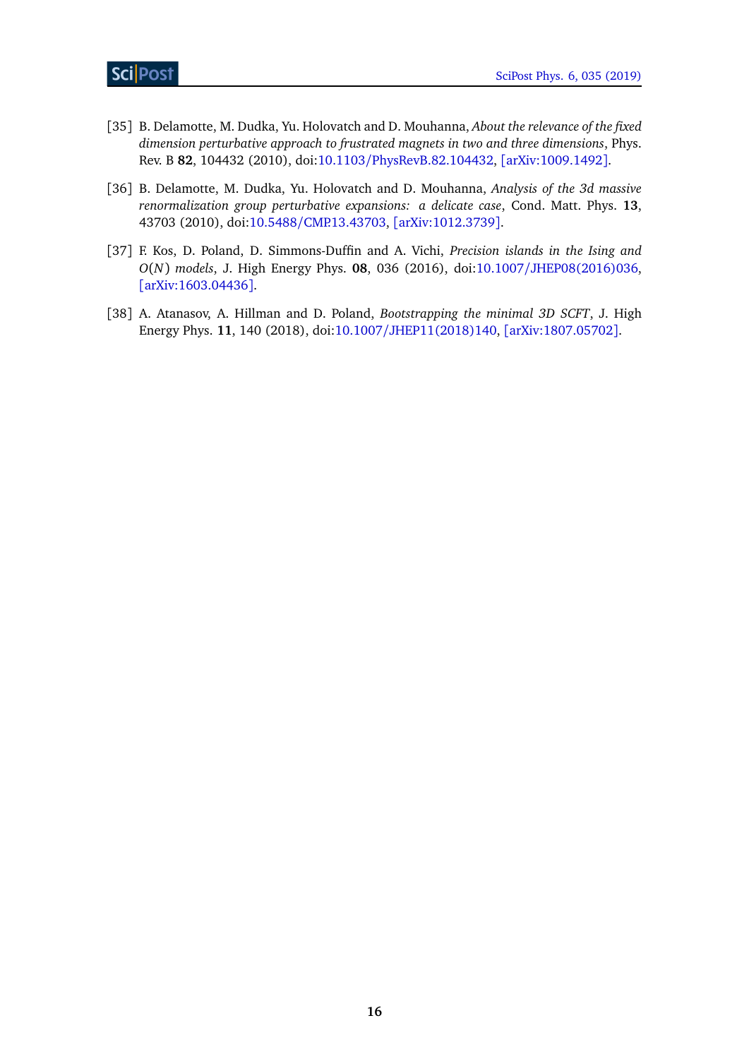[35] B. Delamotte, M. Dudka, Yu. Holovatch and D. Mouhanna, *About the relevance of the fixed dimension perturbative approach to frustrated magnets in two and three dimensions*, Phys. Rev. B **82**, 104432 (2010), doi:10.1103/PhysRevB.82.104432, [arXiv:1009.1492].

[36] B. Delamotte, M. Dudka, Yu. Holovatch and D. Mouhanna, *Analysis of the 3d massive renormalization group perturbative expansions: a delicate case*, Cond. Matt. Phys. **13**, 43703 (2010), doi:10.5488/CMP.13.43703, [arXiv:1012.3739].

[37] F. Kos, D. Poland, D. Simmons-Duffin and A. Vichi, *Precision islands in the Ising and $O(N)$ models*, J. High Energy Phys. **08**, 036 (2016), doi:10.1007/JHEP08(2016)036, [arXiv:1603.04436].

[38] A. Atanasov, A. Hillman and D. Poland, *Bootstrapping the minimal 3D SCFT*, J. High Energy Phys. **11**, 140 (2018), doi:10.1007/JHEP11(2018)140, [arXiv:1807.05702].